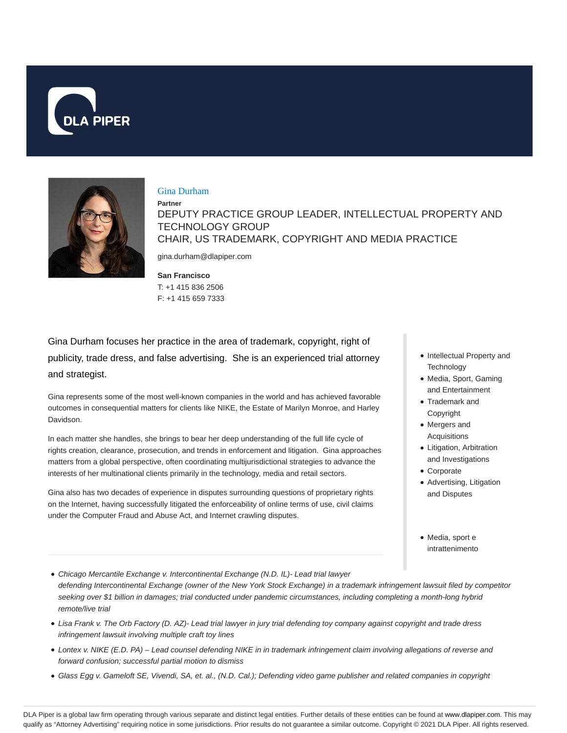# Gina Durham

**Partner**

DEPUTY PRACTICE GROUP LEADER, INTELLECTUAL PROPERTY AND TECHNOLOGY GROUP
CHAIR, US TRADEMARK, COPYRIGHT AND MEDIA PRACTICE

gina.durham@dlapiper.com

**San Francisco**
T: +1 415 836 2506
F: +1 415 659 7333

Gina Durham focuses her practice in the area of trademark, copyright, right of publicity, trade dress, and false advertising. She is an experienced trial attorney and strategist.

Gina represents some of the most well-known companies in the world and has achieved favorable outcomes in consequential matters for clients like NIKE, the Estate of Marilyn Monroe, and Harley Davidson.

In each matter she handles, she brings to bear her deep understanding of the full life cycle of rights creation, clearance, prosecution, and trends in enforcement and litigation. Gina approaches matters from a global perspective, often coordinating multijurisdictional strategies to advance the interests of her multinational clients primarily in the technology, media and retail sectors.

Gina also has two decades of experience in disputes surrounding questions of proprietary rights on the Internet, having successfully litigated the enforceability of online terms of use, civil claims under the Computer Fraud and Abuse Act, and Internet crawling disputes.

- Intellectual Property and Technology
- Media, Sport, Gaming and Entertainment
- Trademark and Copyright
- Mergers and Acquisitions
- Litigation, Arbitration and Investigations
- Corporate
- Advertising, Litigation and Disputes

- Media, sport e intrattenimento

---

- *Chicago Mercantile Exchange v. Intercontinental Exchange (N.D. IL)- Lead trial lawyer defending Intercontinental Exchange (owner of the New York Stock Exchange) in a trademark infringement lawsuit filed by competitor seeking over $1 billion in damages; trial conducted under pandemic circumstances, including completing a month-long hybrid remote/live trial*
- *Lisa Frank v. The Orb Factory (D. AZ)- Lead trial lawyer in jury trial defending toy company against copyright and trade dress infringement lawsuit involving multiple craft toy lines*
- *Lontex v. NIKE (E.D. PA) – Lead counsel defending NIKE in in trademark infringement claim involving allegations of reverse and forward confusion; successful partial motion to dismiss*
- *Glass Egg v. Gameloft SE, Vivendi, SA, et. al., (N.D. Cal.); Defending video game publisher and related companies in copyright*

DLA Piper is a global law firm operating through various separate and distinct legal entities. Further details of these entities can be found at www.dlapiper.com. This may qualify as "Attorney Advertising" requiring notice in some jurisdictions. Prior results do not guarantee a similar outcome. Copyright © 2021 DLA Piper. All rights reserved.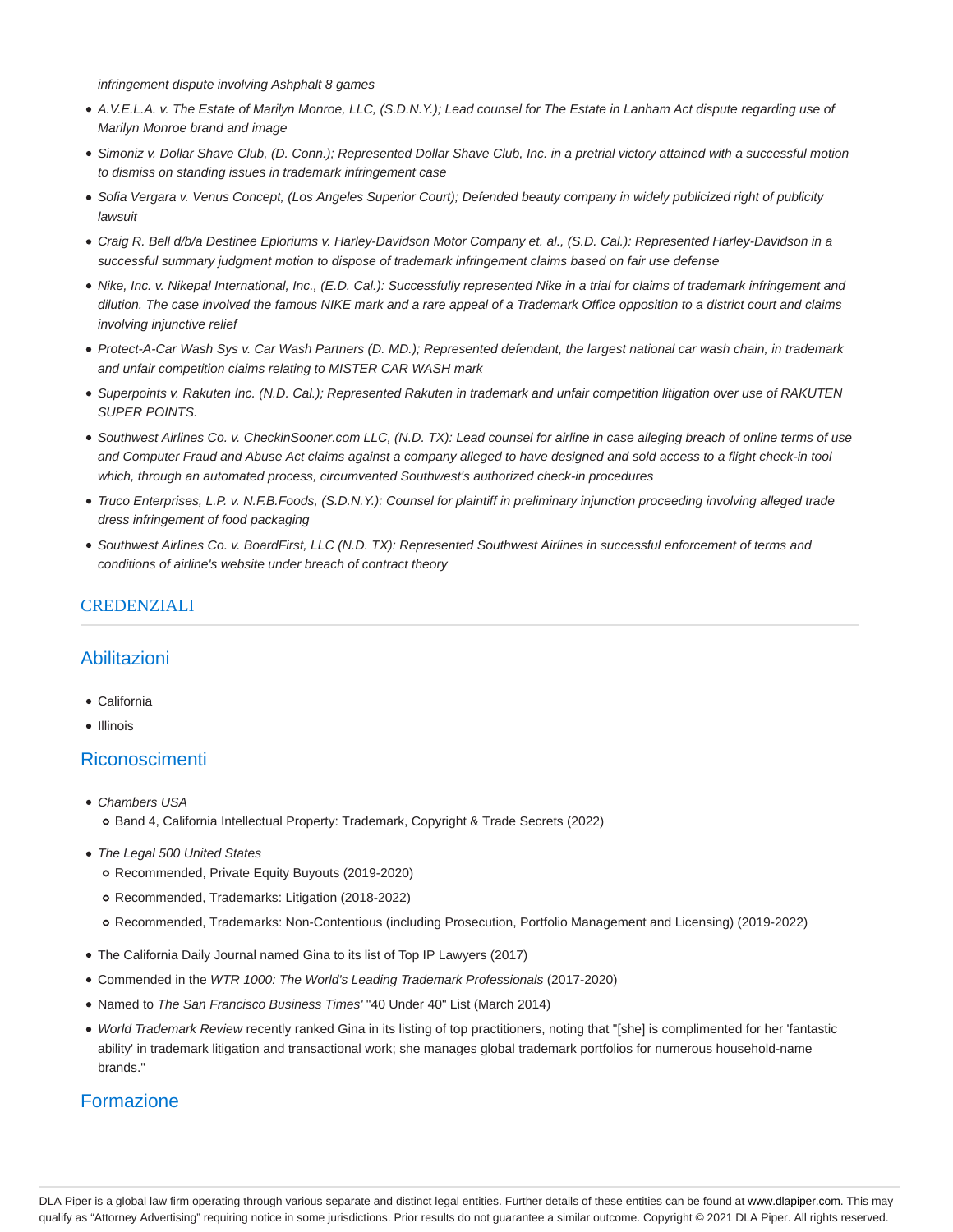*infringement dispute involving Ashphalt 8 games*

- *A.V.E.L.A. v. The Estate of Marilyn Monroe, LLC, (S.D.N.Y.); Lead counsel for The Estate in Lanham Act dispute regarding use of Marilyn Monroe brand and image*
- *Simoniz v. Dollar Shave Club, (D. Conn.); Represented Dollar Shave Club, Inc. in a pretrial victory attained with a successful motion to dismiss on standing issues in trademark infringement case*
- *Sofia Vergara v. Venus Concept, (Los Angeles Superior Court); Defended beauty company in widely publicized right of publicity lawsuit*
- *Craig R. Bell d/b/a Destinee Eploriums v. Harley-Davidson Motor Company et. al., (S.D. Cal.): Represented Harley-Davidson in a successful summary judgment motion to dispose of trademark infringement claims based on fair use defense*
- *Nike, Inc. v. Nikepal International, Inc., (E.D. Cal.): Successfully represented Nike in a trial for claims of trademark infringement and dilution. The case involved the famous NIKE mark and a rare appeal of a Trademark Office opposition to a district court and claims involving injunctive relief*
- *Protect-A-Car Wash Sys v. Car Wash Partners (D. MD.); Represented defendant, the largest national car wash chain, in trademark and unfair competition claims relating to MISTER CAR WASH mark*
- *Superpoints v. Rakuten Inc. (N.D. Cal.); Represented Rakuten in trademark and unfair competition litigation over use of RAKUTEN SUPER POINTS.*
- *Southwest Airlines Co. v. CheckinSooner.com LLC, (N.D. TX): Lead counsel for airline in case alleging breach of online terms of use and Computer Fraud and Abuse Act claims against a company alleged to have designed and sold access to a flight check-in tool which, through an automated process, circumvented Southwest's authorized check-in procedures*
- *Truco Enterprises, L.P. v. N.F.B.Foods, (S.D.N.Y.): Counsel for plaintiff in preliminary injunction proceeding involving alleged trade dress infringement of food packaging*
- *Southwest Airlines Co. v. BoardFirst, LLC (N.D. TX): Represented Southwest Airlines in successful enforcement of terms and conditions of airline's website under breach of contract theory*

## CREDENZIALI

### Abilitazioni

- California
- Illinois

### Riconoscimenti

- *Chambers USA*
  - Band 4, California Intellectual Property: Trademark, Copyright & Trade Secrets (2022)
- *The Legal 500 United States*
  - Recommended, Private Equity Buyouts (2019-2020)
  - Recommended, Trademarks: Litigation (2018-2022)
  - Recommended, Trademarks: Non-Contentious (including Prosecution, Portfolio Management and Licensing) (2019-2022)
- The California Daily Journal named Gina to its list of Top IP Lawyers (2017)
- Commended in the *WTR 1000: The World's Leading Trademark Professionals* (2017-2020)
- Named to *The San Francisco Business Times'* "40 Under 40" List (March 2014)
- *World Trademark Review* recently ranked Gina in its listing of top practitioners, noting that "[she] is complimented for her 'fantastic ability' in trademark litigation and transactional work; she manages global trademark portfolios for numerous household-name brands."

### Formazione

DLA Piper is a global law firm operating through various separate and distinct legal entities. Further details of these entities can be found at www.dlapiper.com. This may qualify as "Attorney Advertising" requiring notice in some jurisdictions. Prior results do not guarantee a similar outcome. Copyright © 2021 DLA Piper. All rights reserved.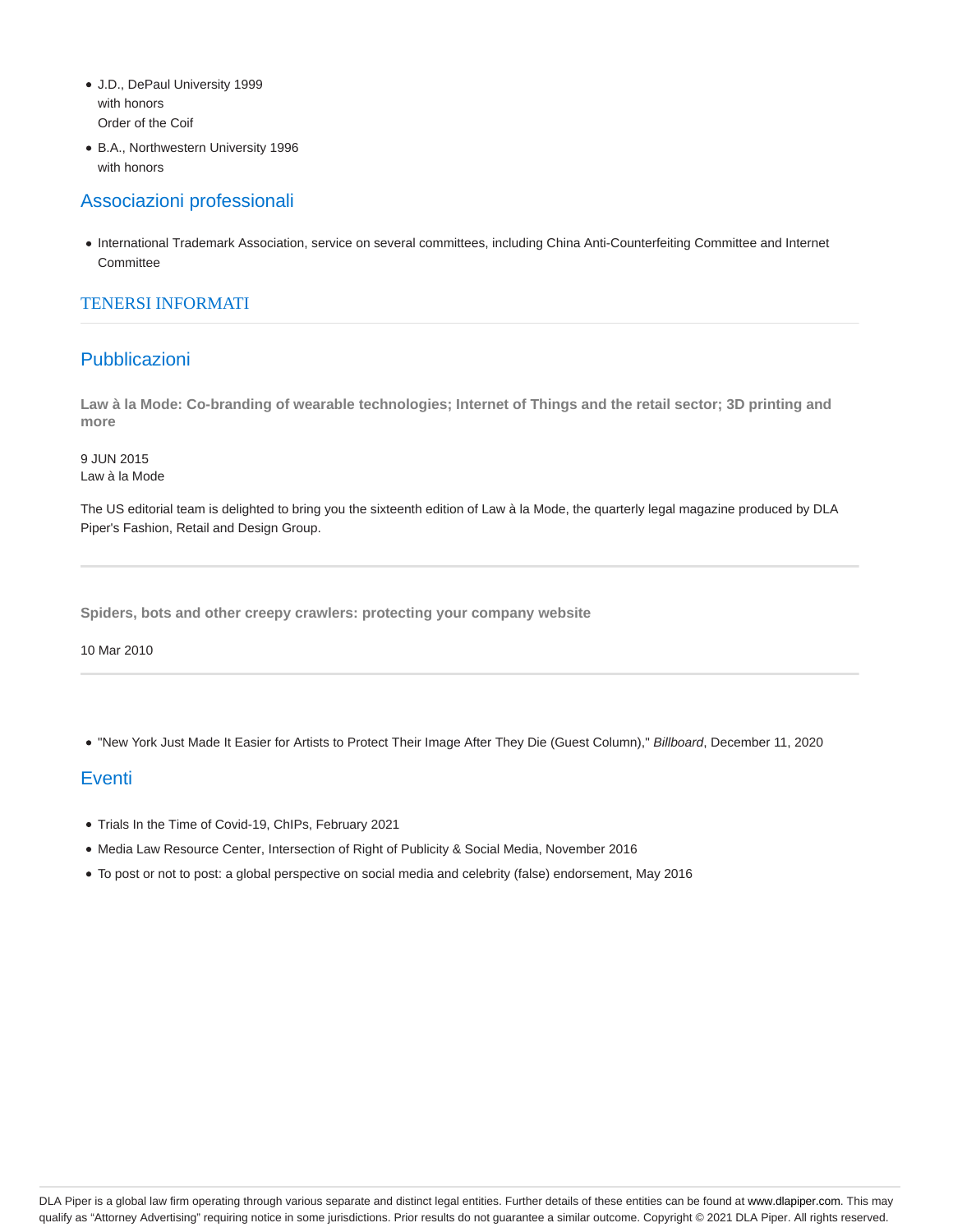- J.D., DePaul University 1999
  with honors
  Order of the Coif
- B.A., Northwestern University 1996
  with honors

## Associazioni professionali

- International Trademark Association, service on several committees, including China Anti-Counterfeiting Committee and Internet Committee

## TENERSI INFORMATI

## Pubblicazioni

**Law à la Mode: Co-branding of wearable technologies; Internet of Things and the retail sector; 3D printing and more**

9 JUN 2015
Law à la Mode

The US editorial team is delighted to bring you the sixteenth edition of Law à la Mode, the quarterly legal magazine produced by DLA Piper's Fashion, Retail and Design Group.

---

**Spiders, bots and other creepy crawlers: protecting your company website**

10 Mar 2010

---

- "New York Just Made It Easier for Artists to Protect Their Image After They Die (Guest Column)," *Billboard*, December 11, 2020

## Eventi

- Trials In the Time of Covid-19, ChIPs, February 2021
- Media Law Resource Center, Intersection of Right of Publicity & Social Media, November 2016
- To post or not to post: a global perspective on social media and celebrity (false) endorsement, May 2016

DLA Piper is a global law firm operating through various separate and distinct legal entities. Further details of these entities can be found at www.dlapiper.com. This may qualify as "Attorney Advertising" requiring notice in some jurisdictions. Prior results do not guarantee a similar outcome. Copyright © 2021 DLA Piper. All rights reserved.